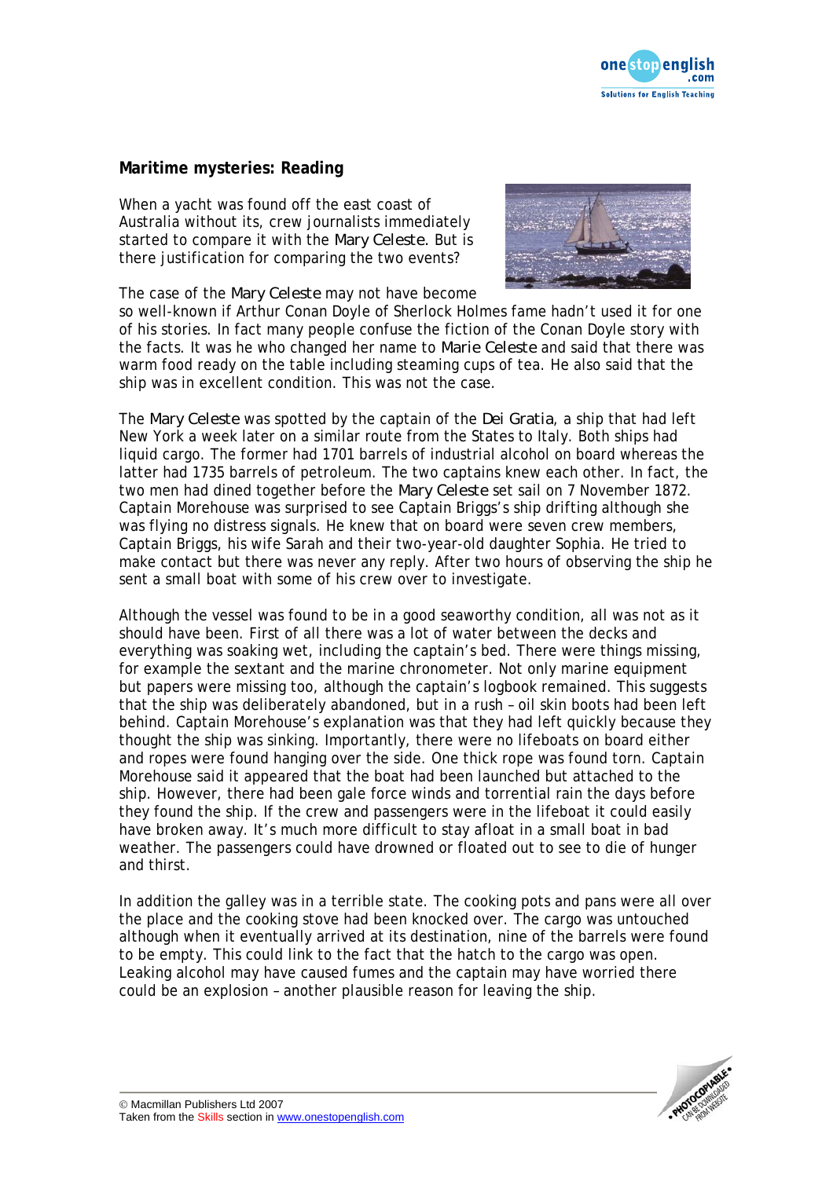## Maritime mysteries: Reading

When a yacht was found off the east coast of Australia without its, crew journalists immediately started to compare it with the *Mary Celeste*. But is there justification for comparing the two events?

The case of the *Mary Celeste* may not have become so well-known if Arthur Conan Doyle of Sherlock Holmes fame hadn't used it for one of his stories. In fact many people confuse the fiction of the Conan Doyle story with the facts. It was he who changed her name to *Marie Celeste* and said that there was warm food ready on the table including steaming cups of tea. He also said that the ship was in excellent condition. This was not the case.

The *Mary Celeste* was spotted by the captain of the *Dei Gratia*, a ship that had left New York a week later on a similar route from the States to Italy. Both ships had liquid cargo. The former had 1701 barrels of industrial alcohol on board whereas the latter had 1735 barrels of petroleum. The two captains knew each other. In fact, the two men had dined together before the *Mary Celeste* set sail on 7 November 1872. Captain Morehouse was surprised to see Captain Briggs's ship drifting although she was flying no distress signals. He knew that on board were seven crew members, Captain Briggs, his wife Sarah and their two-year-old daughter Sophia. He tried to make contact but there was never any reply. After two hours of observing the ship he sent a small boat with some of his crew over to investigate.

Although the vessel was found to be in a good seaworthy condition, all was not as it should have been. First of all there was a lot of water between the decks and everything was soaking wet, including the captain's bed. There were things missing, for example the sextant and the marine chronometer. Not only marine equipment but papers were missing too, although the captain's logbook remained. This suggests that the ship was deliberately abandoned, but in a rush – oil skin boots had been left behind. Captain Morehouse's explanation was that they had left quickly because they thought the ship was sinking. Importantly, there were no lifeboats on board either and ropes were found hanging over the side. One thick rope was found torn. Captain Morehouse said it appeared that the boat had been launched but attached to the ship. However, there had been gale force winds and torrential rain the days before they found the ship. If the crew and passengers were in the lifeboat it could easily have broken away. It's much more difficult to stay afloat in a small boat in bad weather. The passengers could have drowned or floated out to see to die of hunger and thirst.

In addition the galley was in a terrible state. The cooking pots and pans were all over the place and the cooking stove had been knocked over. The cargo was untouched although when it eventually arrived at its destination, nine of the barrels were found to be empty. This could link to the fact that the hatch to the cargo was open. Leaking alcohol may have caused fumes and the captain may have worried there could be an explosion – another plausible reason for leaving the ship.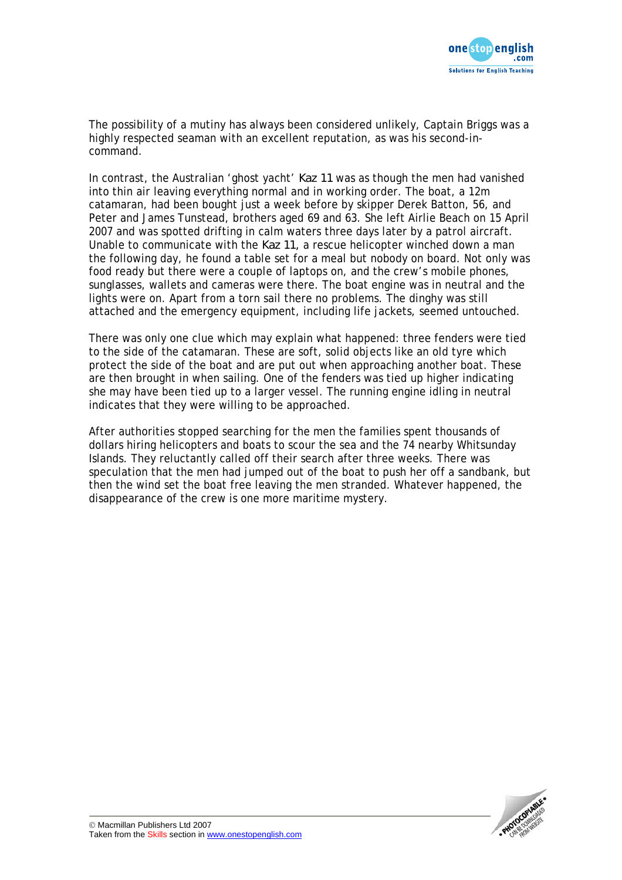The possibility of a mutiny has always been considered unlikely, Captain Briggs was a highly respected seaman with an excellent reputation, as was his second-in-command.

In contrast, the Australian 'ghost yacht' *Kaz 11* was as though the men had vanished into thin air leaving everything normal and in working order. The boat, a 12m catamaran, had been bought just a week before by skipper Derek Batton, 56, and Peter and James Tunstead, brothers aged 69 and 63. She left Airlie Beach on 15 April 2007 and was spotted drifting in calm waters three days later by a patrol aircraft. Unable to communicate with the *Kaz 11*, a rescue helicopter winched down a man the following day, he found a table set for a meal but nobody on board. Not only was food ready but there were a couple of laptops on, and the crew's mobile phones, sunglasses, wallets and cameras were there. The boat engine was in neutral and the lights were on. Apart from a torn sail there no problems. The dinghy was still attached and the emergency equipment, including life jackets, seemed untouched.

There was only one clue which may explain what happened: three fenders were tied to the side of the catamaran. These are soft, solid objects like an old tyre which protect the side of the boat and are put out when approaching another boat. These are then brought in when sailing. One of the fenders was tied up higher indicating she may have been tied up to a larger vessel. The running engine idling in neutral indicates that they were willing to be approached.

After authorities stopped searching for the men the families spent thousands of dollars hiring helicopters and boats to scour the sea and the 74 nearby Whitsunday Islands. They reluctantly called off their search after three weeks. There was speculation that the men had jumped out of the boat to push her off a sandbank, but then the wind set the boat free leaving the men stranded. Whatever happened, the disappearance of the crew is one more maritime mystery.

© Macmillan Publishers Ltd 2007
Taken from the Skills section in www.onestopenglish.com